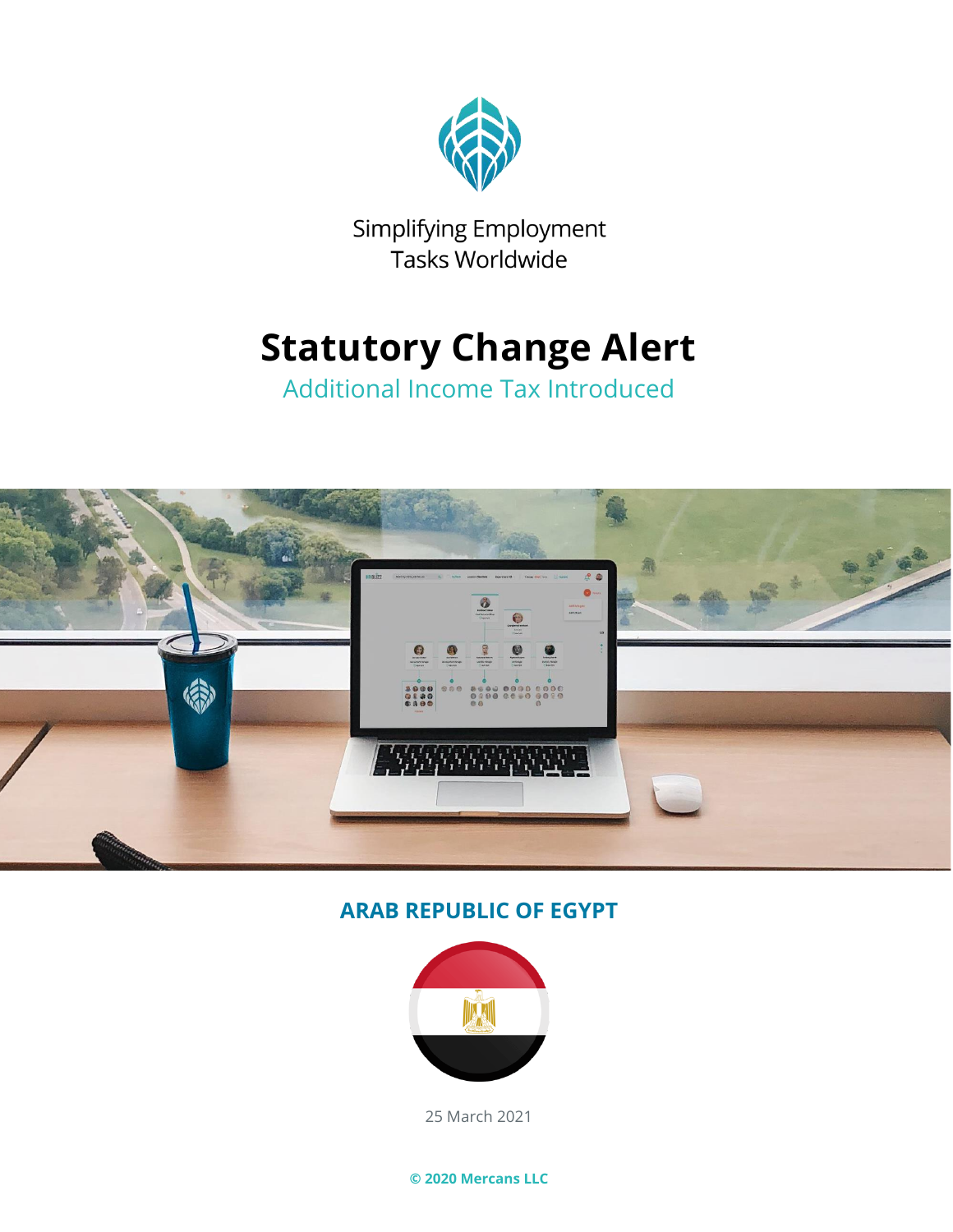Simplifying Employment Tasks Worldwide

# Statutory Change Alert

## Additional Income Tax Introduced

### ARAB REPUBLIC OF EGYPT

25 March 2021

**© 2020 Mercans LLC**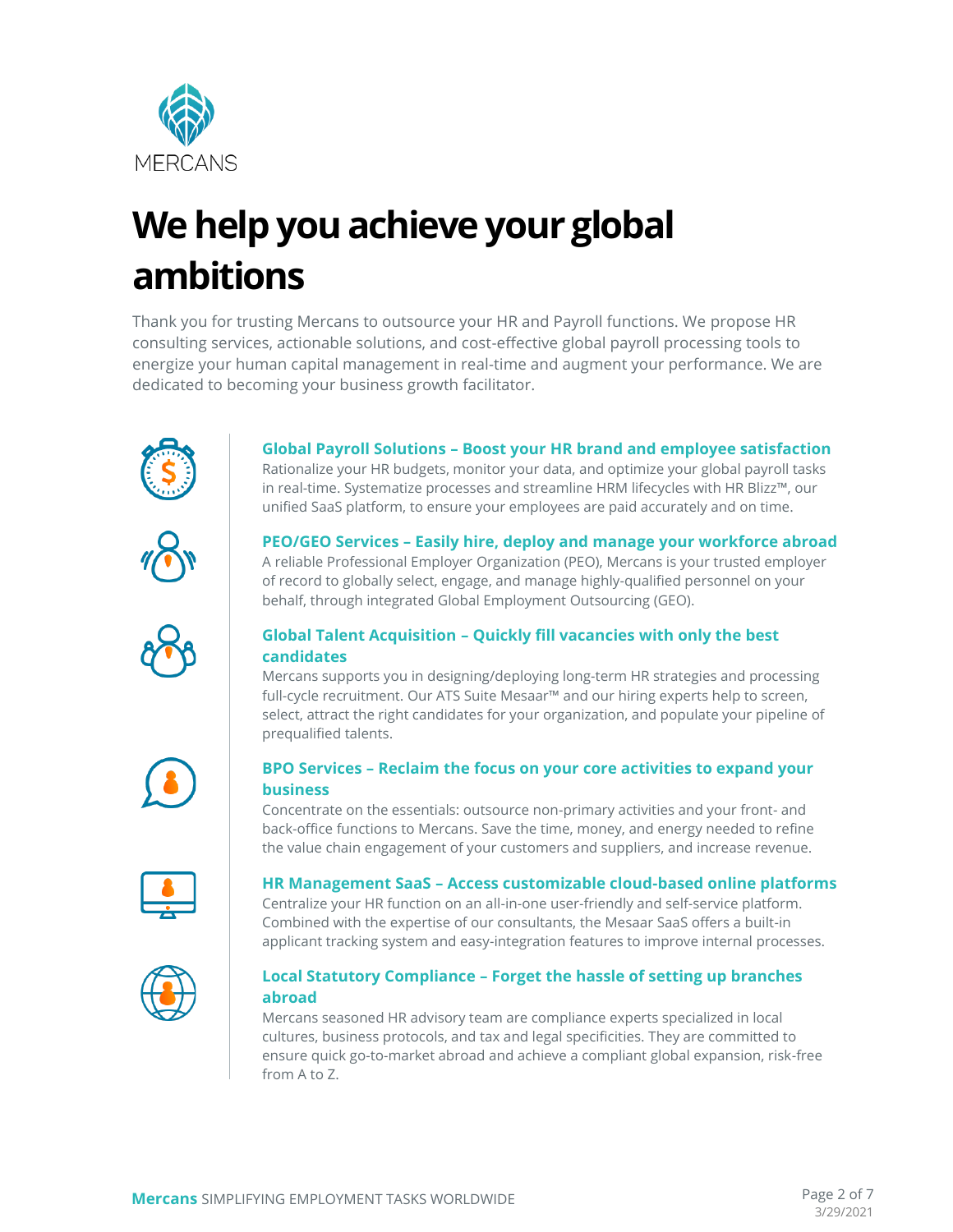MERCANS

# We help you achieve your global ambitions

Thank you for trusting Mercans to outsource your HR and Payroll functions. We propose HR consulting services, actionable solutions, and cost-effective global payroll processing tools to energize your human capital management in real-time and augment your performance. We are dedicated to becoming your business growth facilitator.

### Global Payroll Solutions – Boost your HR brand and employee satisfaction

Rationalize your HR budgets, monitor your data, and optimize your global payroll tasks in real-time. Systematize processes and streamline HRM lifecycles with HR Blizz™, our unified SaaS platform, to ensure your employees are paid accurately and on time.

### PEO/GEO Services – Easily hire, deploy and manage your workforce abroad

A reliable Professional Employer Organization (PEO), Mercans is your trusted employer of record to globally select, engage, and manage highly-qualified personnel on your behalf, through integrated Global Employment Outsourcing (GEO).

### Global Talent Acquisition – Quickly fill vacancies with only the best candidates

Mercans supports you in designing/deploying long-term HR strategies and processing full-cycle recruitment. Our ATS Suite Mesaar™ and our hiring experts help to screen, select, attract the right candidates for your organization, and populate your pipeline of prequalified talents.

### BPO Services – Reclaim the focus on your core activities to expand your business

Concentrate on the essentials: outsource non-primary activities and your front- and back-office functions to Mercans. Save the time, money, and energy needed to refine the value chain engagement of your customers and suppliers, and increase revenue.

### HR Management SaaS – Access customizable cloud-based online platforms

Centralize your HR function on an all-in-one user-friendly and self-service platform. Combined with the expertise of our consultants, the Mesaar SaaS offers a built-in applicant tracking system and easy-integration features to improve internal processes.

### Local Statutory Compliance – Forget the hassle of setting up branches abroad

Mercans seasoned HR advisory team are compliance experts specialized in local cultures, business protocols, and tax and legal specificities. They are committed to ensure quick go-to-market abroad and achieve a compliant global expansion, risk-free from A to Z.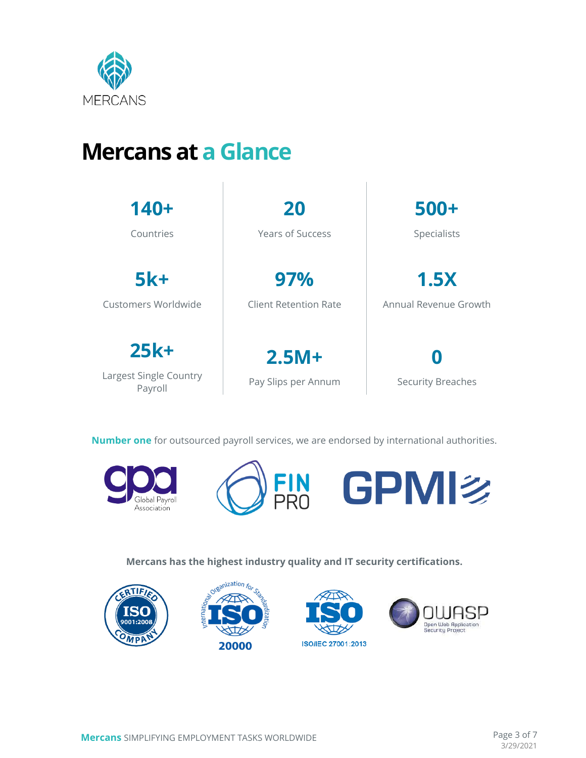# Mercans at a Glance

| | | |
|---|---|---|
| **140+** Countries | **20** Years of Success | **500+** Specialists |
| **5k+** Customers Worldwide | **97%** Client Retention Rate | **1.5X** Annual Revenue Growth |
| **25k+** Largest Single Country Payroll | **2.5M+** Pay Slips per Annum | **0** Security Breaches |

**Number one** for outsourced payroll services, we are endorsed by international authorities.

**Mercans has the highest industry quality and IT security certifications.**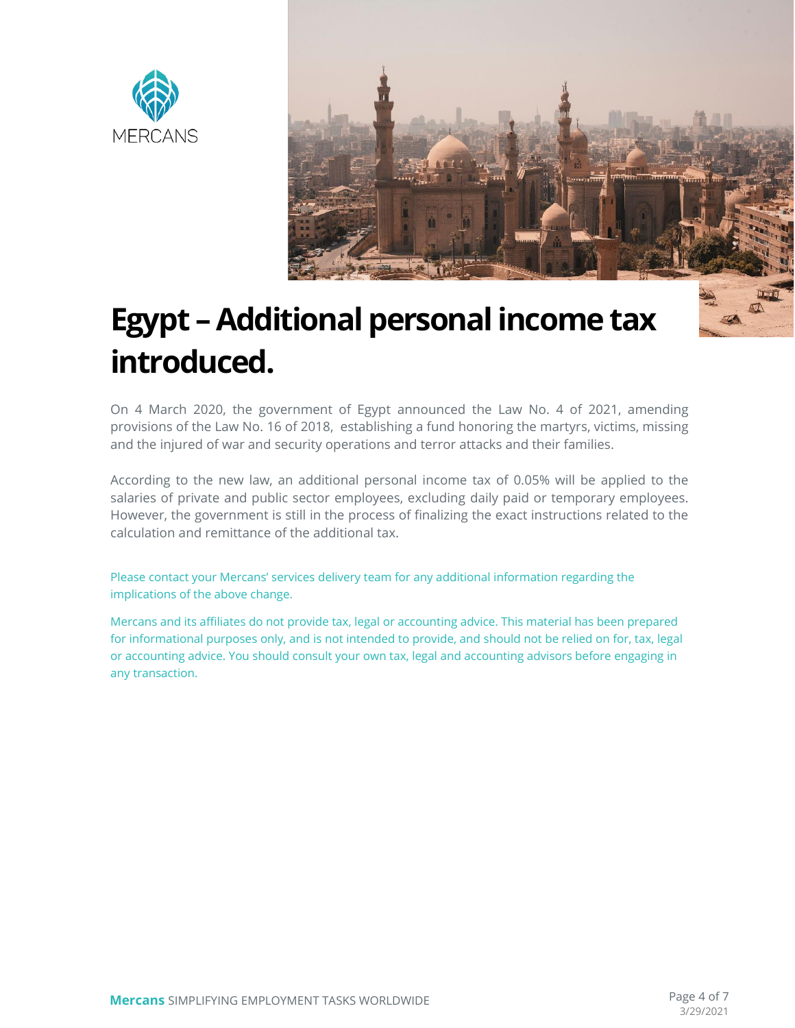# Egypt – Additional personal income tax introduced.

On 4 March 2020, the government of Egypt announced the Law No. 4 of 2021, amending provisions of the Law No. 16 of 2018, establishing a fund honoring the martyrs, victims, missing and the injured of war and security operations and terror attacks and their families.

According to the new law, an additional personal income tax of 0.05% will be applied to the salaries of private and public sector employees, excluding daily paid or temporary employees. However, the government is still in the process of finalizing the exact instructions related to the calculation and remittance of the additional tax.

Please contact your Mercans' services delivery team for any additional information regarding the implications of the above change.

Mercans and its affiliates do not provide tax, legal or accounting advice. This material has been prepared for informational purposes only, and is not intended to provide, and should not be relied on for, tax, legal or accounting advice. You should consult your own tax, legal and accounting advisors before engaging in any transaction.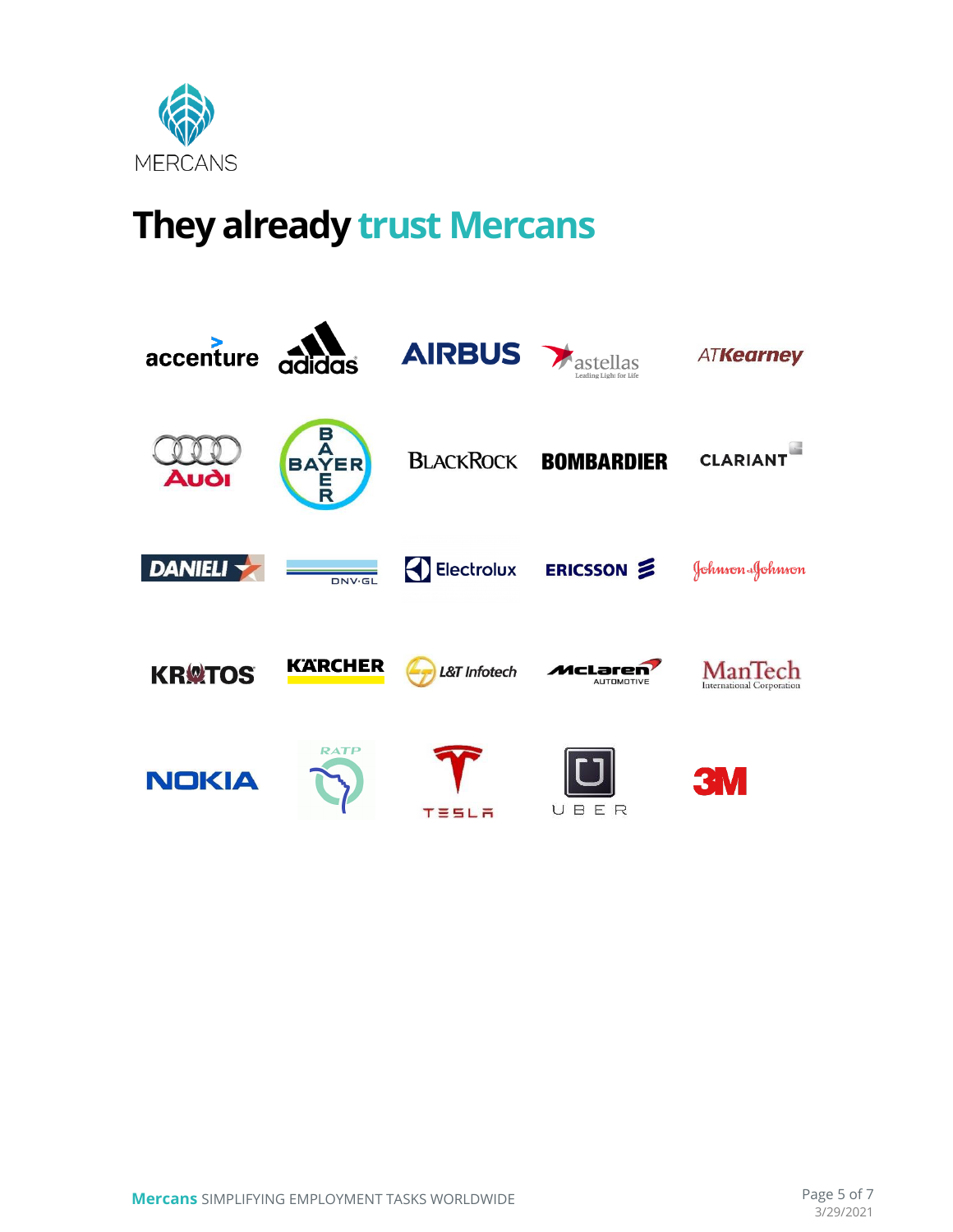# They already trust Mercans

accenture · adidas · AIRBUS · astellas · ATKearney

Audi · BAYER · BLACKROCK · BOMBARDIER · CLARIANT

DANIELI · DNV·GL · Electrolux · ERICSSON · Johnson & Johnson

KRATOS · KÄRCHER · L&T Infotech · McLaren Automotive · ManTech International Corporation

NOKIA · RATP · TESLA · UBER · 3M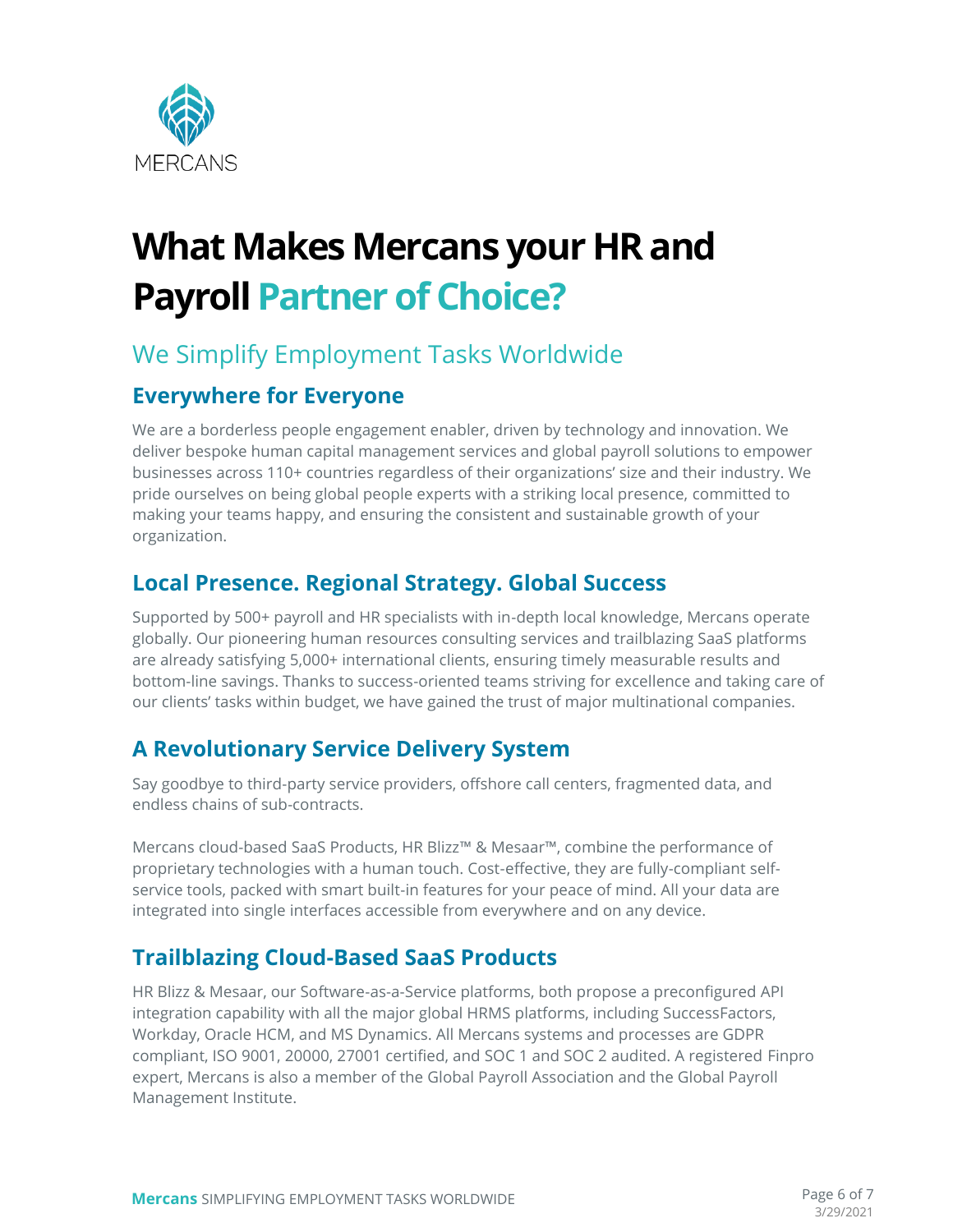MERCANS

# What Makes Mercans your HR and Payroll Partner of Choice?

## We Simplify Employment Tasks Worldwide

### Everywhere for Everyone

We are a borderless people engagement enabler, driven by technology and innovation. We deliver bespoke human capital management services and global payroll solutions to empower businesses across 110+ countries regardless of their organizations' size and their industry. We pride ourselves on being global people experts with a striking local presence, committed to making your teams happy, and ensuring the consistent and sustainable growth of your organization.

### Local Presence. Regional Strategy. Global Success

Supported by 500+ payroll and HR specialists with in-depth local knowledge, Mercans operate globally. Our pioneering human resources consulting services and trailblazing SaaS platforms are already satisfying 5,000+ international clients, ensuring timely measurable results and bottom-line savings. Thanks to success-oriented teams striving for excellence and taking care of our clients' tasks within budget, we have gained the trust of major multinational companies.

### A Revolutionary Service Delivery System

Say goodbye to third-party service providers, offshore call centers, fragmented data, and endless chains of sub-contracts.

Mercans cloud-based SaaS Products, HR Blizz™ & Mesaar™, combine the performance of proprietary technologies with a human touch. Cost-effective, they are fully-compliant self-service tools, packed with smart built-in features for your peace of mind. All your data are integrated into single interfaces accessible from everywhere and on any device.

### Trailblazing Cloud-Based SaaS Products

HR Blizz & Mesaar, our Software-as-a-Service platforms, both propose a preconfigured API integration capability with all the major global HRMS platforms, including SuccessFactors, Workday, Oracle HCM, and MS Dynamics. All Mercans systems and processes are GDPR compliant, ISO 9001, 20000, 27001 certified, and SOC 1 and SOC 2 audited. A registered Finpro expert, Mercans is also a member of the Global Payroll Association and the Global Payroll Management Institute.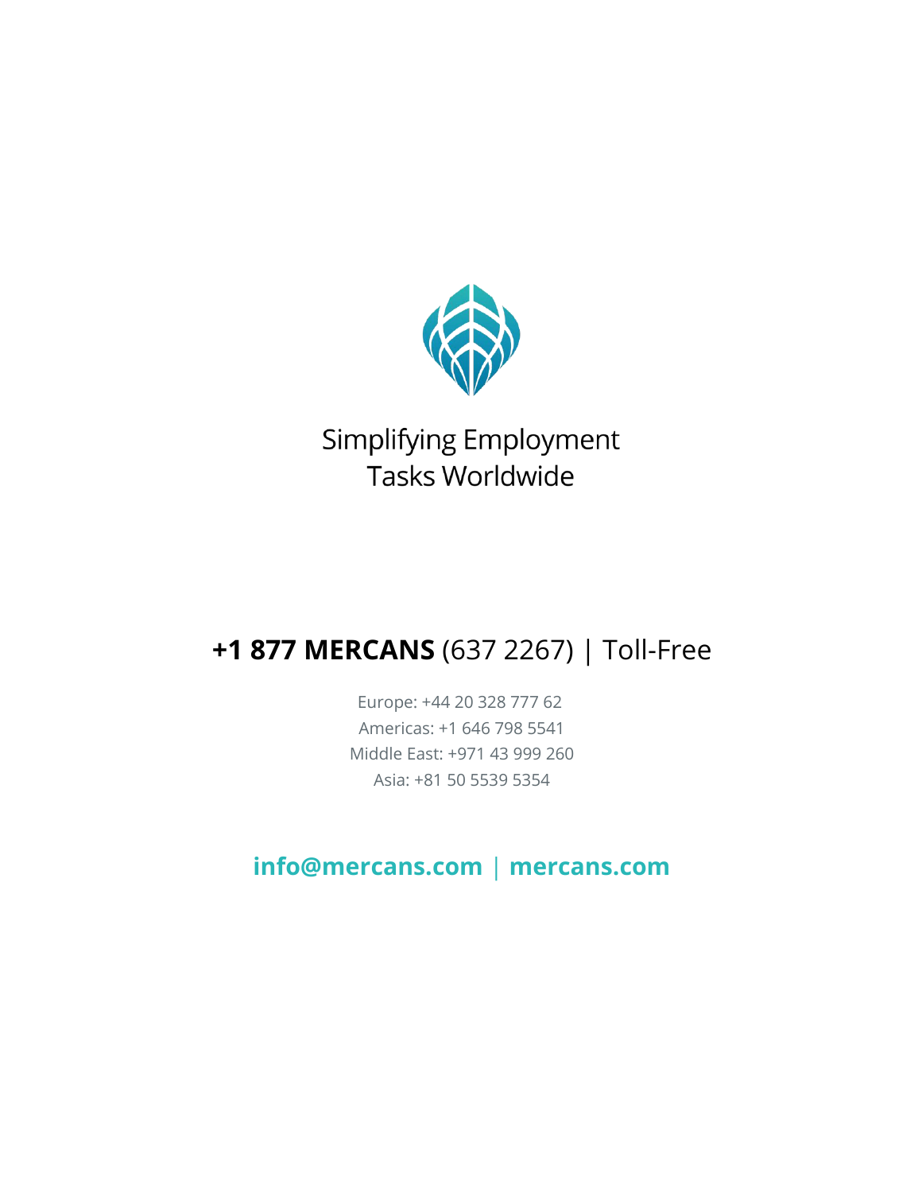Simplifying Employment
Tasks Worldwide

**+1 877 MERCANS** (637 2267) | Toll-Free

Europe: +44 20 328 777 62
Americas: +1 646 798 5541
Middle East: +971 43 999 260
Asia: +81 50 5539 5354

**info@mercans.com** | **mercans.com**